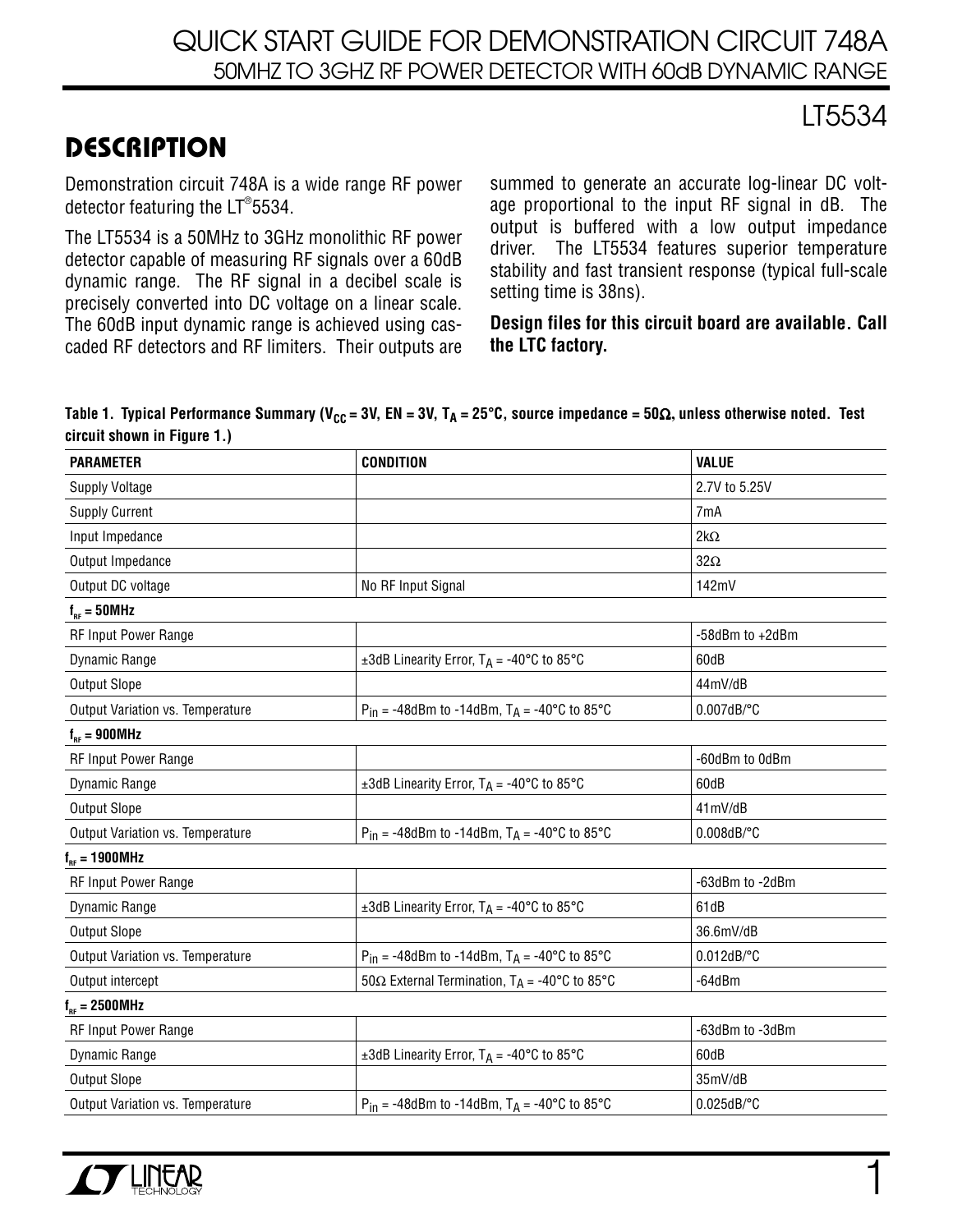# QUICK START GUIDE FOR DEMONSTRATION CIRCUIT 748A

## 50MHZ TO 3GHZ RF POWER DETECTOR WITH 60dB DYNAMIC RANGE

LT5534

## DESCRIPTION

Demonstration circuit 748A is a wide range RF power detector featuring the LT®5534.

The LT5534 is a 50MHz to 3GHz monolithic RF power detector capable of measuring RF signals over a 60dB dynamic range. The RF signal in a decibel scale is precisely converted into DC voltage on a linear scale. The 60dB input dynamic range is achieved using cascaded RF detectors and RF limiters. Their outputs are summed to generate an accurate log-linear DC voltage proportional to the input RF signal in dB. The output is buffered with a low output impedance driver. The LT5534 features superior temperature stability and fast transient response (typical full-scale setting time is 38ns).

**Design files for this circuit board are available. Call the LTC factory.**

**Table 1. Typical Performance Summary ($V_{CC}$ = 3V, EN = 3V, $T_A$ = 25°C, source impedance = 50Ω, unless otherwise noted. Test circuit shown in Figure 1.)**

| PARAMETER | CONDITION | VALUE |
|---|---|---|
| Supply Voltage | | 2.7V to 5.25V |
| Supply Current | | 7mA |
| Input Impedance | | 2kΩ |
| Output Impedance | | 32Ω |
| Output DC voltage | No RF Input Signal | 142mV |
| **$f_{RF}$ = 50MHz** | | |
| RF Input Power Range | | -58dBm to +2dBm |
| Dynamic Range | ±3dB Linearity Error, $T_A$ = -40°C to 85°C | 60dB |
| Output Slope | | 44mV/dB |
| Output Variation vs. Temperature | $P_{in}$ = -48dBm to -14dBm, $T_A$ = -40°C to 85°C | 0.007dB/°C |
| **$f_{RF}$ = 900MHz** | | |
| RF Input Power Range | | -60dBm to 0dBm |
| Dynamic Range | ±3dB Linearity Error, $T_A$ = -40°C to 85°C | 60dB |
| Output Slope | | 41mV/dB |
| Output Variation vs. Temperature | $P_{in}$ = -48dBm to -14dBm, $T_A$ = -40°C to 85°C | 0.008dB/°C |
| **$f_{RF}$ = 1900MHz** | | |
| RF Input Power Range | | -63dBm to -2dBm |
| Dynamic Range | ±3dB Linearity Error, $T_A$ = -40°C to 85°C | 61dB |
| Output Slope | | 36.6mV/dB |
| Output Variation vs. Temperature | $P_{in}$ = -48dBm to -14dBm, $T_A$ = -40°C to 85°C | 0.012dB/°C |
| Output intercept | 50Ω External Termination, $T_A$ = -40°C to 85°C | -64dBm |
| **$f_{RF}$ = 2500MHz** | | |
| RF Input Power Range | | -63dBm to -3dBm |
| Dynamic Range | ±3dB Linearity Error, $T_A$ = -40°C to 85°C | 60dB |
| Output Slope | | 35mV/dB |
| Output Variation vs. Temperature | $P_{in}$ = -48dBm to -14dBm, $T_A$ = -40°C to 85°C | 0.025dB/°C |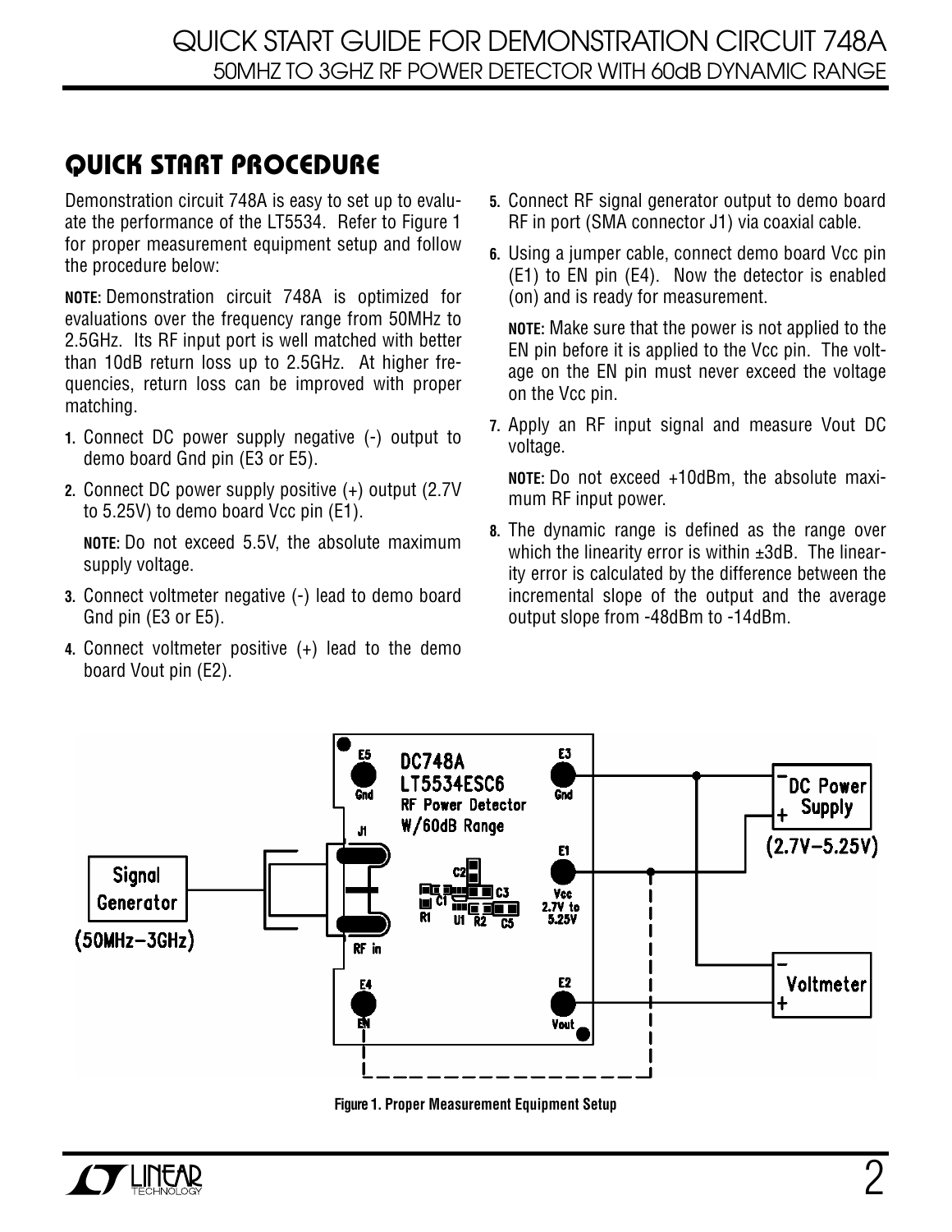## QUICK START PROCEDURE

Demonstration circuit 748A is easy to set up to evaluate the performance of the LT5534. Refer to Figure 1 for proper measurement equipment setup and follow the procedure below:

**NOTE:** Demonstration circuit 748A is optimized for evaluations over the frequency range from 50MHz to 2.5GHz. Its RF input port is well matched with better than 10dB return loss up to 2.5GHz. At higher frequencies, return loss can be improved with proper matching.

1. Connect DC power supply negative (-) output to demo board Gnd pin (E3 or E5).
2. Connect DC power supply positive (+) output (2.7V to 5.25V) to demo board Vcc pin (E1).

   **NOTE:** Do not exceed 5.5V, the absolute maximum supply voltage.

3. Connect voltmeter negative (-) lead to demo board Gnd pin (E3 or E5).
4. Connect voltmeter positive (+) lead to the demo board Vout pin (E2).
5. Connect RF signal generator output to demo board RF in port (SMA connector J1) via coaxial cable.
6. Using a jumper cable, connect demo board Vcc pin (E1) to EN pin (E4). Now the detector is enabled (on) and is ready for measurement.

   **NOTE:** Make sure that the power is not applied to the EN pin before it is applied to the Vcc pin. The voltage on the EN pin must never exceed the voltage on the Vcc pin.

7. Apply an RF input signal and measure Vout DC voltage.

   **NOTE:** Do not exceed +10dBm, the absolute maximum RF input power.

8. The dynamic range is defined as the range over which the linearity error is within ±3dB. The linearity error is calculated by the difference between the incremental slope of the output and the average output slope from -48dBm to -14dBm.

**Figure 1. Proper Measurement Equipment Setup**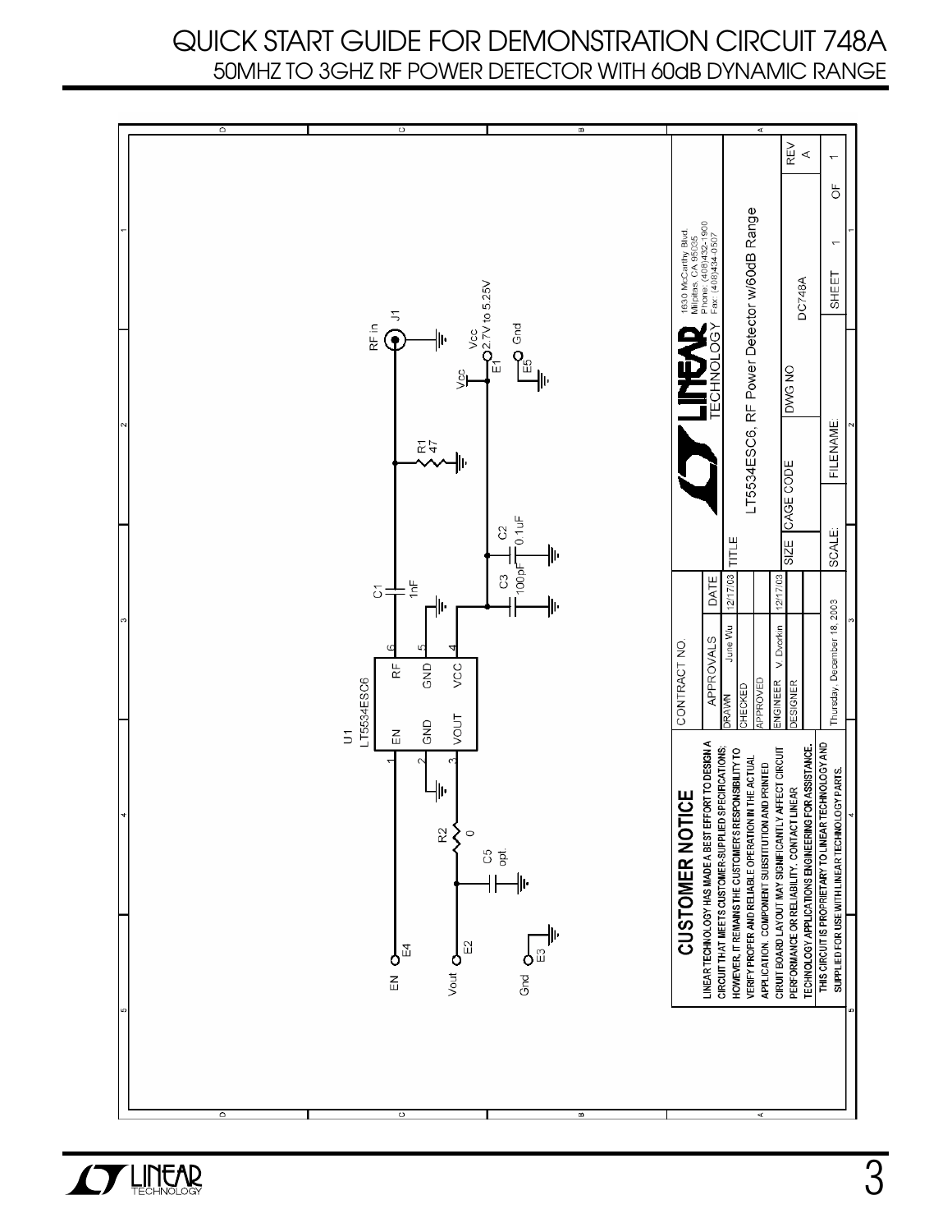# QUICK START GUIDE FOR DEMONSTRATION CIRCUIT 748A

## 50MHZ TO 3GHZ RF POWER DETECTOR WITH 60dB DYNAMIC RANGE

U1
LT5534ESC6

EN
GND
VOUT
RF
GND
VCC

RF in
J1

R1
47

C1
1nF

C2
0.1uF

C3
100pF

Vcc
Vcc
2.7V to 5.25V
E1

Gnd
E5

R2
0

C5
opt.

EN
E4

Vout
E2

Gnd
E3

**CUSTOMER NOTICE**

LINEAR TECHNOLOGY HAS MADE A BEST EFFORT TO DESIGN A CIRCUIT THAT MEETS CUSTOMER-SUPPLIED SPECIFICATIONS; HOWEVER, IT REMAINS THE CUSTOMER'S RESPONSIBILITY TO VERIFY PROPER AND RELIABLE OPERATION IN THE ACTUAL APPLICATION. COMPONENT SUBSTITUTION AND PRINTED CIRUIT BOARD LAYOUT MAY SIGNIFICANTLY AFFECT CIRCUIT PERFORMANCE OR RELIABILITY. CONTACT LINEAR TECHNOLOGY APPLICATIONS ENGINEERING FOR ASSISTANCE.

THIS CIRCUIT IS PROPRIETARY TO LINEAR TECHNOLOGY AND SUPPLIED FOR USE WITH LINEAR TECHNOLOGY PARTS.

CONTRACT NO.

| APPROVALS | | DATE |
|---|---|---|
| DRAWN | June Wu | 12/17/03 |
| CHECKED | | |
| APPROVED | | |
| ENGINEER | V. Dvorkin | 12/17/03 |
| DESIGNER | | |

Thursday, December 18, 2003

LINEAR TECHNOLOGY
1630 McCarthy Blvd.
Milpitas, CA 95035
Phone: (408)432-1900
Fax: (408)434-0507

TITLE
LT5534ESC6, RF Power Detector w/60dB Range

SIZE | CAGE CODE | DWG NO DC748A | REV A

SCALE: | FILENAME: | SHEET 1 OF 1